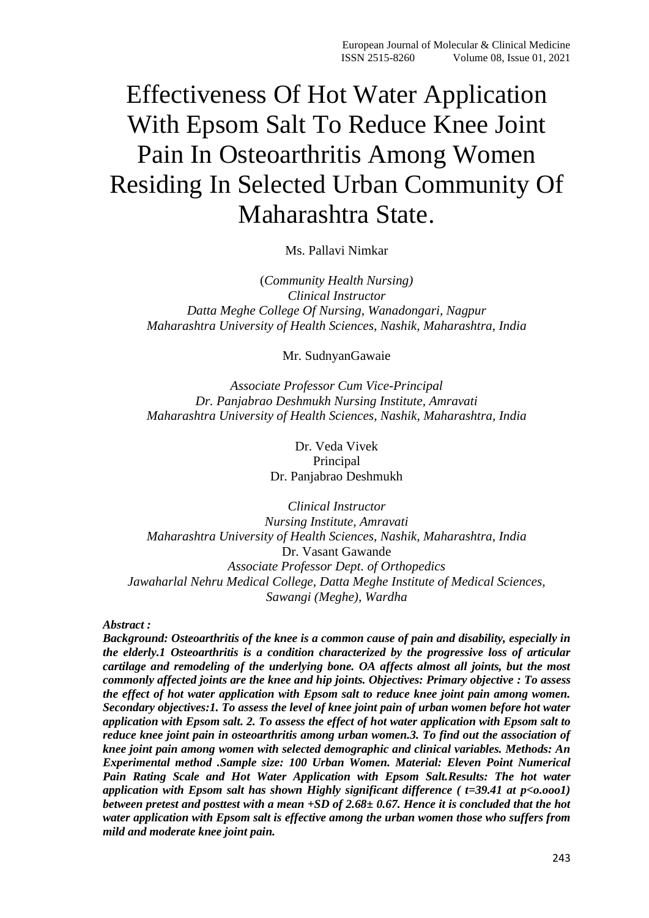# Effectiveness Of Hot Water Application With Epsom Salt To Reduce Knee Joint Pain In Osteoarthritis Among Women Residing In Selected Urban Community Of Maharashtra State.

Ms. Pallavi Nimkar

(*Community Health Nursing)*
*Clinical Instructor*
*Datta Meghe College Of Nursing, Wanadongari, Nagpur*
*Maharashtra University of Health Sciences, Nashik, Maharashtra, India*

Mr. SudnyanGawaie

*Associate Professor Cum Vice-Principal*
*Dr. Panjabrao Deshmukh Nursing Institute, Amravati*
*Maharashtra University of Health Sciences, Nashik, Maharashtra, India*

Dr. Veda Vivek
Principal
Dr. Panjabrao Deshmukh

*Clinical Instructor*
*Nursing Institute, Amravati*
*Maharashtra University of Health Sciences, Nashik, Maharashtra, India*
Dr. Vasant Gawande
*Associate Professor Dept. of Orthopedics*
*Jawaharlal Nehru Medical College, Datta Meghe Institute of Medical Sciences, Sawangi (Meghe), Wardha*

***Abstract :***

***Background: Osteoarthritis of the knee is a common cause of pain and disability, especially in the elderly.1 Osteoarthritis is a condition characterized by the progressive loss of articular cartilage and remodeling of the underlying bone. OA affects almost all joints, but the most commonly affected joints are the knee and hip joints. Objectives: Primary objective : To assess the effect of hot water application with Epsom salt to reduce knee joint pain among women. Secondary objectives:1. To assess the level of knee joint pain of urban women before hot water application with Epsom salt. 2. To assess the effect of hot water application with Epsom salt to reduce knee joint pain in osteoarthritis among urban women.3. To find out the association of knee joint pain among women with selected demographic and clinical variables. Methods: An Experimental method .Sample size: 100 Urban Women. Material: Eleven Point Numerical Pain Rating Scale and Hot Water Application with Epsom Salt.Results: The hot water application with Epsom salt has shown Highly significant difference ( t=39.41 at p<o.ooo1) between pretest and posttest with a mean +SD of 2.68± 0.67. Hence it is concluded that the hot water application with Epsom salt is effective among the urban women those who suffers from mild and moderate knee joint pain.***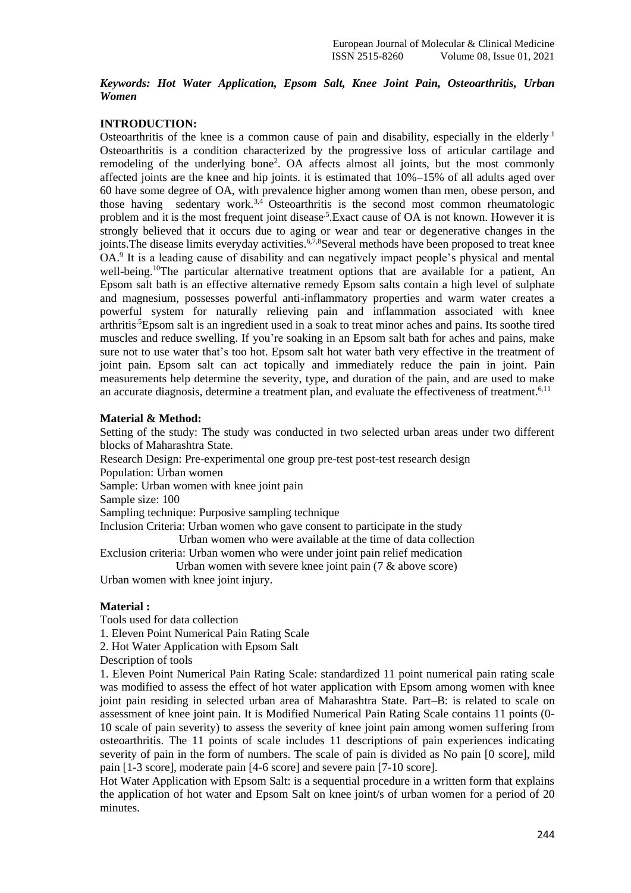***Keywords: Hot Water Application, Epsom Salt, Knee Joint Pain, Osteoarthritis, Urban Women***

**INTRODUCTION:**

Osteoarthritis of the knee is a common cause of pain and disability, especially in the elderly.[1] Osteoarthritis is a condition characterized by the progressive loss of articular cartilage and remodeling of the underlying bone[2]. OA affects almost all joints, but the most commonly affected joints are the knee and hip joints. it is estimated that 10%–15% of all adults aged over 60 have some degree of OA, with prevalence higher among women than men, obese person, and those having sedentary work.[3,4] Osteoarthritis is the second most common rheumatologic problem and it is the most frequent joint disease.[5].Exact cause of OA is not known. However it is strongly believed that it occurs due to aging or wear and tear or degenerative changes in the joints.The disease limits everyday activities.[6,7,8]Several methods have been proposed to treat knee OA.[9] It is a leading cause of disability and can negatively impact people's physical and mental well-being.[10]The particular alternative treatment options that are available for a patient, An Epsom salt bath is an effective alternative remedy Epsom salts contain a high level of sulphate and magnesium, possesses powerful anti-inflammatory properties and warm water creates a powerful system for naturally relieving pain and inflammation associated with knee arthritis.[5]Epsom salt is an ingredient used in a soak to treat minor aches and pains. Its soothe tired muscles and reduce swelling. If you're soaking in an Epsom salt bath for aches and pains, make sure not to use water that's too hot. Epsom salt hot water bath very effective in the treatment of joint pain. Epsom salt can act topically and immediately reduce the pain in joint. Pain measurements help determine the severity, type, and duration of the pain, and are used to make an accurate diagnosis, determine a treatment plan, and evaluate the effectiveness of treatment.[6,11]

**Material & Method:**

Setting of the study: The study was conducted in two selected urban areas under two different blocks of Maharashtra State.

Research Design: Pre-experimental one group pre-test post-test research design

Population: Urban women

Sample: Urban women with knee joint pain

Sample size: 100

Sampling technique: Purposive sampling technique

Inclusion Criteria: Urban women who gave consent to participate in the study

Urban women who were available at the time of data collection

Exclusion criteria: Urban women who were under joint pain relief medication

Urban women with severe knee joint pain (7 & above score)

Urban women with knee joint injury.

**Material :**

Tools used for data collection

1. Eleven Point Numerical Pain Rating Scale
2. Hot Water Application with Epsom Salt

Description of tools

1. Eleven Point Numerical Pain Rating Scale: standardized 11 point numerical pain rating scale was modified to assess the effect of hot water application with Epsom among women with knee joint pain residing in selected urban area of Maharashtra State. Part–B: is related to scale on assessment of knee joint pain. It is Modified Numerical Pain Rating Scale contains 11 points (0-10 scale of pain severity) to assess the severity of knee joint pain among women suffering from osteoarthritis. The 11 points of scale includes 11 descriptions of pain experiences indicating severity of pain in the form of numbers. The scale of pain is divided as No pain [0 score], mild pain [1-3 score], moderate pain [4-6 score] and severe pain [7-10 score].

Hot Water Application with Epsom Salt: is a sequential procedure in a written form that explains the application of hot water and Epsom Salt on knee joint/s of urban women for a period of 20 minutes.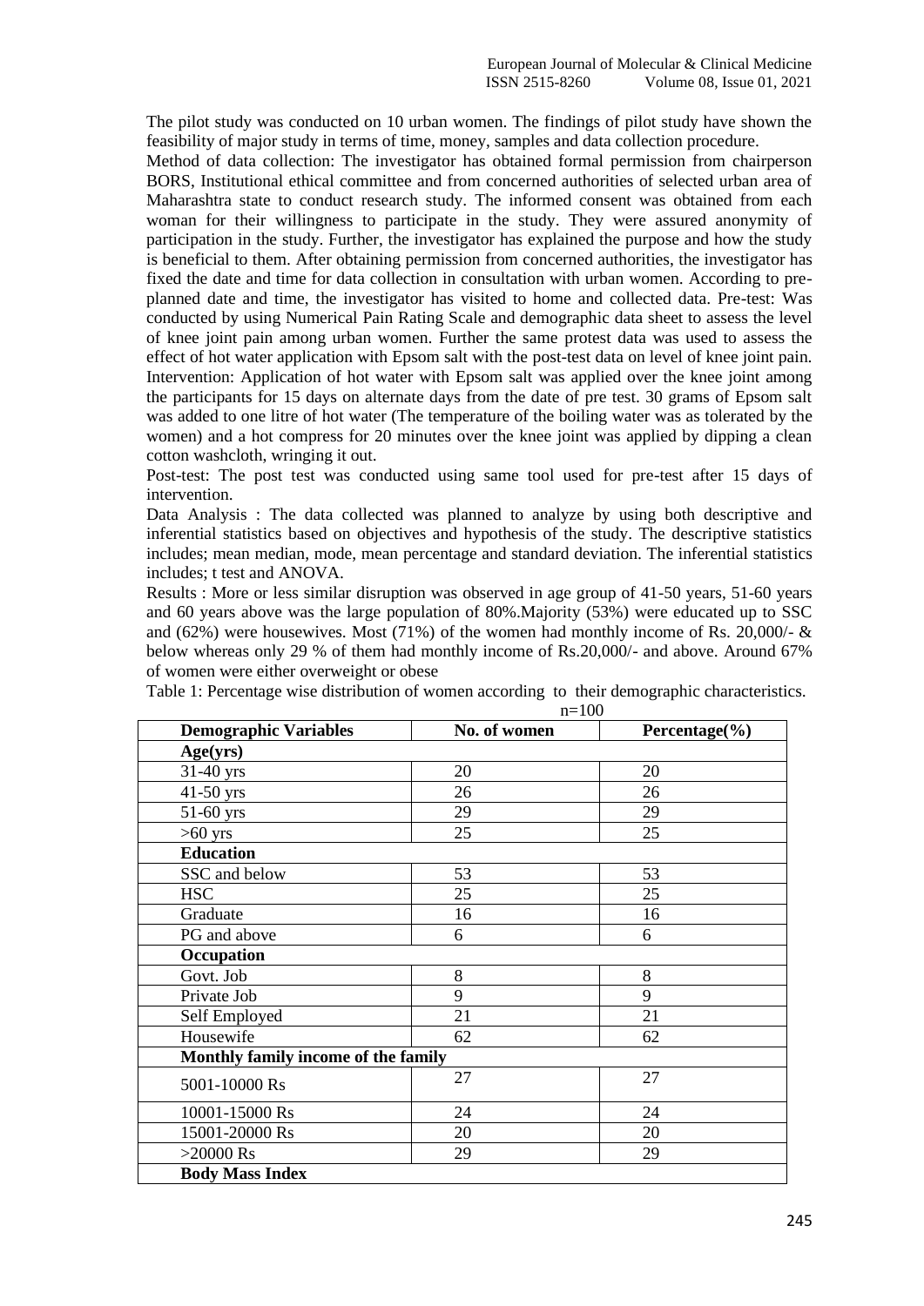The pilot study was conducted on 10 urban women. The findings of pilot study have shown the feasibility of major study in terms of time, money, samples and data collection procedure.

Method of data collection: The investigator has obtained formal permission from chairperson BORS, Institutional ethical committee and from concerned authorities of selected urban area of Maharashtra state to conduct research study. The informed consent was obtained from each woman for their willingness to participate in the study. They were assured anonymity of participation in the study. Further, the investigator has explained the purpose and how the study is beneficial to them. After obtaining permission from concerned authorities, the investigator has fixed the date and time for data collection in consultation with urban women. According to pre-planned date and time, the investigator has visited to home and collected data. Pre-test: Was conducted by using Numerical Pain Rating Scale and demographic data sheet to assess the level of knee joint pain among urban women. Further the same protest data was used to assess the effect of hot water application with Epsom salt with the post-test data on level of knee joint pain.

Intervention: Application of hot water with Epsom salt was applied over the knee joint among the participants for 15 days on alternate days from the date of pre test. 30 grams of Epsom salt was added to one litre of hot water (The temperature of the boiling water was as tolerated by the women) and a hot compress for 20 minutes over the knee joint was applied by dipping a clean cotton washcloth, wringing it out.

Post-test: The post test was conducted using same tool used for pre-test after 15 days of intervention.

Data Analysis : The data collected was planned to analyze by using both descriptive and inferential statistics based on objectives and hypothesis of the study. The descriptive statistics includes; mean median, mode, mean percentage and standard deviation. The inferential statistics includes; t test and ANOVA.

Results : More or less similar disruption was observed in age group of 41-50 years, 51-60 years and 60 years above was the large population of 80%.Majority (53%) were educated up to SSC and (62%) were housewives. Most (71%) of the women had monthly income of Rs. 20,000/- & below whereas only 29 % of them had monthly income of Rs.20,000/- and above. Around 67% of women were either overweight or obese

Table 1: Percentage wise distribution of women according to their demographic characteristics.

n=100

| Demographic Variables | No. of women | Percentage(%) |
|---|---|---|
| **Age(yrs)** | | |
| 31-40 yrs | 20 | 20 |
| 41-50 yrs | 26 | 26 |
| 51-60 yrs | 29 | 29 |
| >60 yrs | 25 | 25 |
| **Education** | | |
| SSC and below | 53 | 53 |
| HSC | 25 | 25 |
| Graduate | 16 | 16 |
| PG and above | 6 | 6 |
| **Occupation** | | |
| Govt. Job | 8 | 8 |
| Private Job | 9 | 9 |
| Self Employed | 21 | 21 |
| Housewife | 62 | 62 |
| **Monthly family income of the family** | | |
| 5001-10000 Rs | 27 | 27 |
| 10001-15000 Rs | 24 | 24 |
| 15001-20000 Rs | 20 | 20 |
| >20000 Rs | 29 | 29 |
| **Body Mass Index** | | |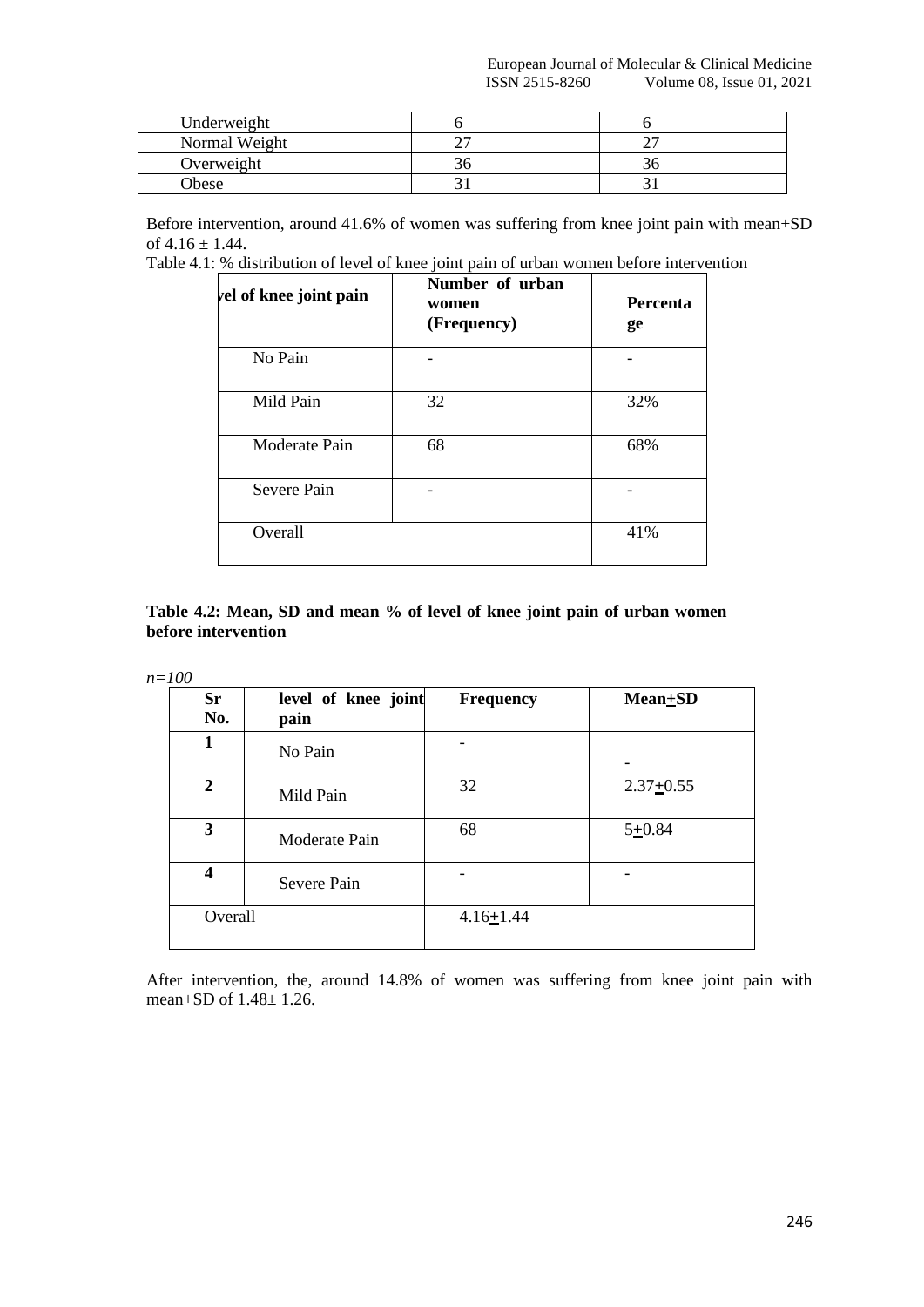| Underweight | 6 | 6 |
|---|---|---|
| Normal Weight | 27 | 27 |
| Overweight | 36 | 36 |
| Obese | 31 | 31 |

Before intervention, around 41.6% of women was suffering from knee joint pain with mean+SD of 4.16 ± 1.44.

Table 4.1: % distribution of level of knee joint pain of urban women before intervention

| vel of knee joint pain | Number of urban women (Frequency) | Percentage |
|---|---|---|
| No Pain | - | - |
| Mild Pain | 32 | 32% |
| Moderate Pain | 68 | 68% |
| Severe Pain | - | - |
| Overall | | 41% |

**Table 4.2: Mean, SD and mean % of level of knee joint pain of urban women before intervention**

*n=100*

| Sr No. | level of knee joint pain | Frequency | Mean±SD |
|---|---|---|---|
| **1** | No Pain | - | - |
| **2** | Mild Pain | 32 | 2.37±0.55 |
| **3** | Moderate Pain | 68 | 5±0.84 |
| **4** | Severe Pain | - | - |
| Overall | | 4.16±1.44 | |

After intervention, the, around 14.8% of women was suffering from knee joint pain with mean+SD of 1.48± 1.26.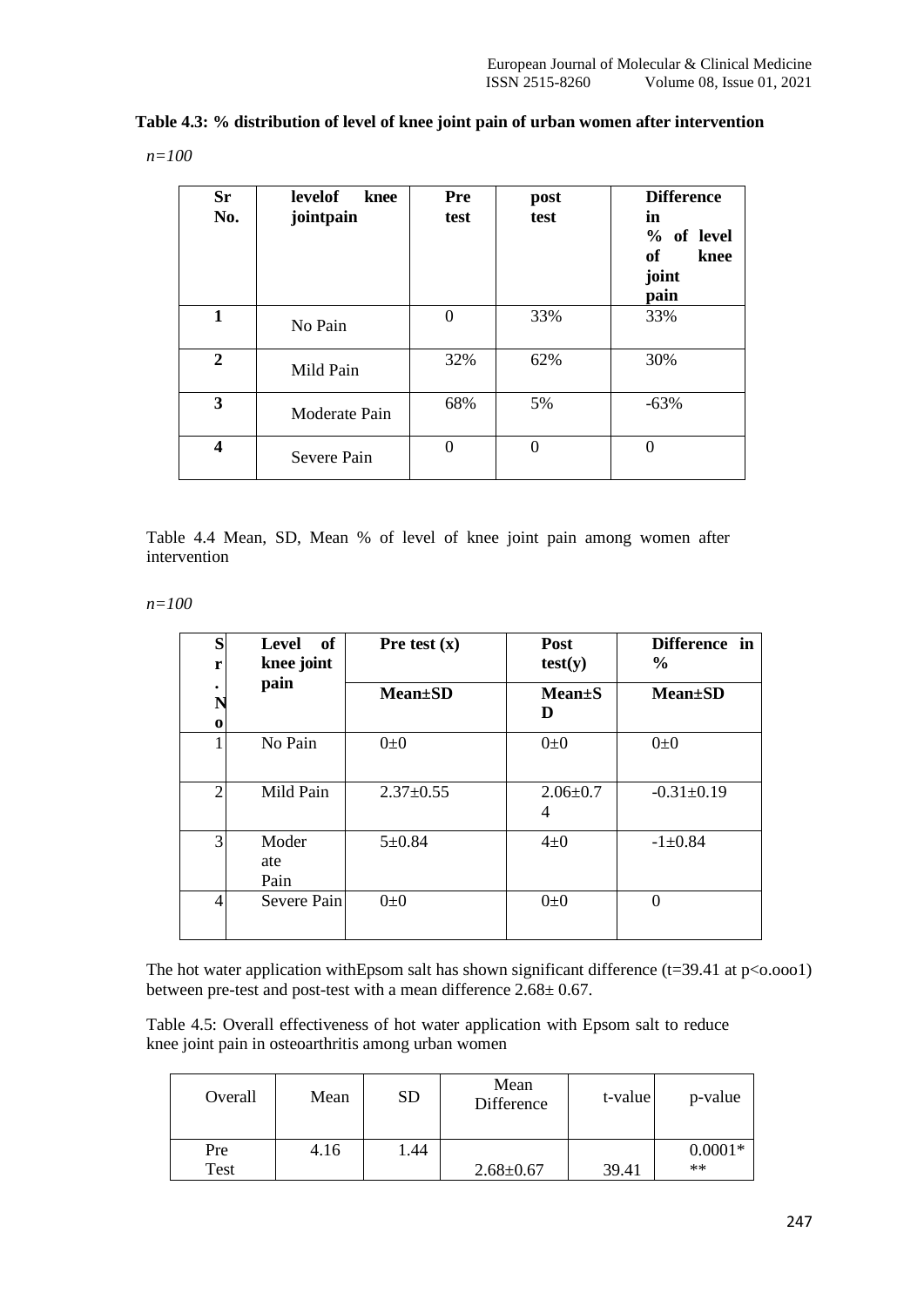**Table 4.3: % distribution of level of knee joint pain of urban women after intervention**

*n=100*

| Sr No. | levelof knee jointpain | Pre test | post test | Difference in % of level of knee joint pain |
|---|---|---|---|---|
| 1 | No Pain | 0 | 33% | 33% |
| 2 | Mild Pain | 32% | 62% | 30% |
| 3 | Moderate Pain | 68% | 5% | -63% |
| 4 | Severe Pain | 0 | 0 | 0 |

Table 4.4 Mean, SD, Mean % of level of knee joint pain among women after intervention

*n=100*

| Sr. No | Level of knee joint pain | Pre test (x) | Post test(y) | Difference in % |
|---|---|---|---|---|
| | | **Mean±SD** | **Mean±SD** | **Mean±SD** |
| 1 | No Pain | 0±0 | 0±0 | 0±0 |
| 2 | Mild Pain | 2.37±0.55 | 2.06±0.74 | -0.31±0.19 |
| 3 | Moderate Pain | 5±0.84 | 4±0 | -1±0.84 |
| 4 | Severe Pain | 0±0 | 0±0 | 0 |

The hot water application withEpsom salt has shown significant difference (t=39.41 at p<o.ooo1) between pre-test and post-test with a mean difference 2.68± 0.67.

Table 4.5: Overall effectiveness of hot water application with Epsom salt to reduce knee joint pain in osteoarthritis among urban women

| Overall | Mean | SD | Mean Difference | t-value | p-value |
|---|---|---|---|---|---|
| Pre Test | 4.16 | 1.44 | 2.68±0.67 | 39.41 | 0.0001*** |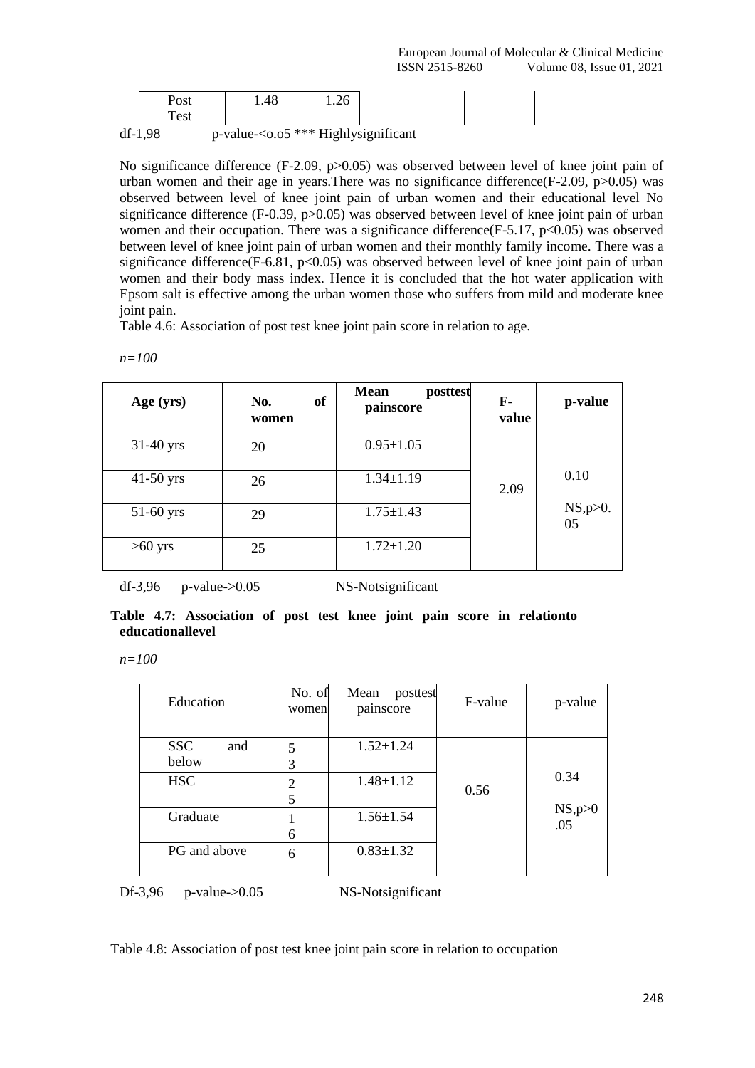| Post Test | 1.48 | 1.26 | | | |
|---|---|---|---|---|---|

df-1,98 p-value-<o.o5 *** Highlysignificant

No significance difference (F-2.09, p>0.05) was observed between level of knee joint pain of urban women and their age in years.There was no significance difference(F-2.09, p>0.05) was observed between level of knee joint pain of urban women and their educational level No significance difference (F-0.39, p>0.05) was observed between level of knee joint pain of urban women and their occupation. There was a significance difference(F-5.17, p<0.05) was observed between level of knee joint pain of urban women and their monthly family income. There was a significance difference(F-6.81, p<0.05) was observed between level of knee joint pain of urban women and their body mass index. Hence it is concluded that the hot water application with Epsom salt is effective among the urban women those who suffers from mild and moderate knee joint pain.

Table 4.6: Association of post test knee joint pain score in relation to age.

*n=100*

| **Age (yrs)** | **No. of women** | **Mean posttest painscore** | **F-value** | **p-value** |
|---|---|---|---|---|
| 31-40 yrs | 20 | 0.95±1.05 | 2.09 | 0.10 NS,p>0.05 |
| 41-50 yrs | 26 | 1.34±1.19 | | |
| 51-60 yrs | 29 | 1.75±1.43 | | |
| >60 yrs | 25 | 1.72±1.20 | | |

df-3,96 p-value->0.05 NS-Notsignificant

**Table 4.7: Association of post test knee joint pain score in relationto educationallevel**

*n=100*

| Education | No. of women | Mean posttest painscore | F-value | p-value |
|---|---|---|---|---|
| SSC and below | 53 | 1.52±1.24 | 0.56 | 0.34 NS,p>0.05 |
| HSC | 25 | 1.48±1.12 | | |
| Graduate | 16 | 1.56±1.54 | | |
| PG and above | 6 | 0.83±1.32 | | |

Df-3,96 p-value->0.05 NS-Notsignificant

Table 4.8: Association of post test knee joint pain score in relation to occupation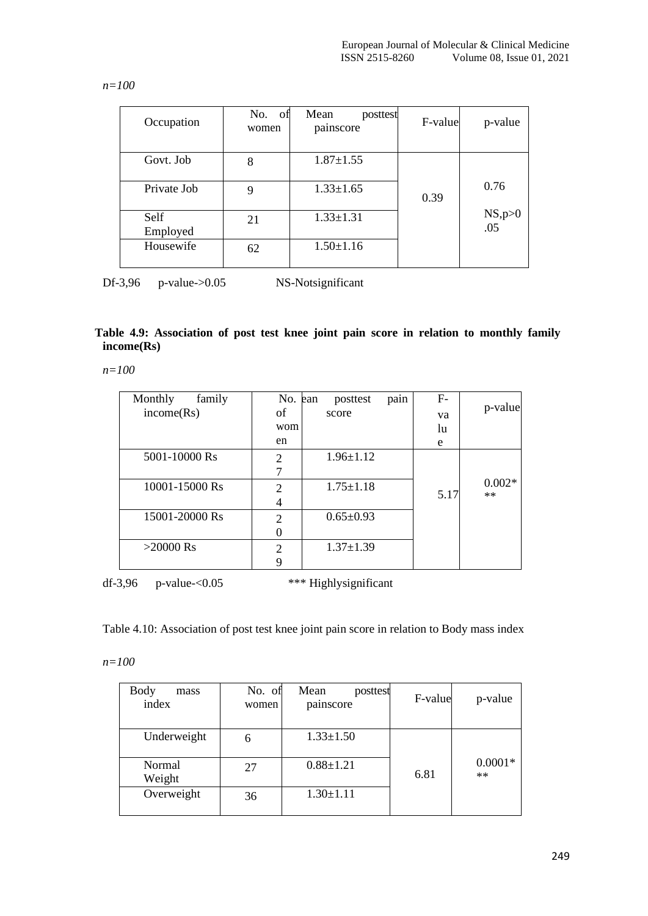*n=100*

| Occupation | No. of women | Mean posttest painscore | F-value | p-value |
|---|---|---|---|---|
| Govt. Job | 8 | 1.87±1.55 | 0.39 | 0.76 NS,p>0.05 |
| Private Job | 9 | 1.33±1.65 | | |
| Self Employed | 21 | 1.33±1.31 | | |
| Housewife | 62 | 1.50±1.16 | | |

Df-3,96 p-value->0.05 NS-Notsignificant

**Table 4.9: Association of post test knee joint pain score in relation to monthly family income(Rs)**

*n=100*

| Monthly family income(Rs) | No. of women | Mean posttest pain score | F-value | p-value |
|---|---|---|---|---|
| 5001-10000 Rs | 27 | 1.96±1.12 | 5.17 | 0.002*** |
| 10001-15000 Rs | 24 | 1.75±1.18 | | |
| 15001-20000 Rs | 20 | 0.65±0.93 | | |
| >20000 Rs | 29 | 1.37±1.39 | | |

df-3,96 p-value-<0.05 *** Highlysignificant

Table 4.10: Association of post test knee joint pain score in relation to Body mass index

*n=100*

| Body mass index | No. of women | Mean posttest painscore | F-value | p-value |
|---|---|---|---|---|
| Underweight | 6 | 1.33±1.50 | 6.81 | 0.0001*** |
| Normal Weight | 27 | 0.88±1.21 | | |
| Overweight | 36 | 1.30±1.11 | | |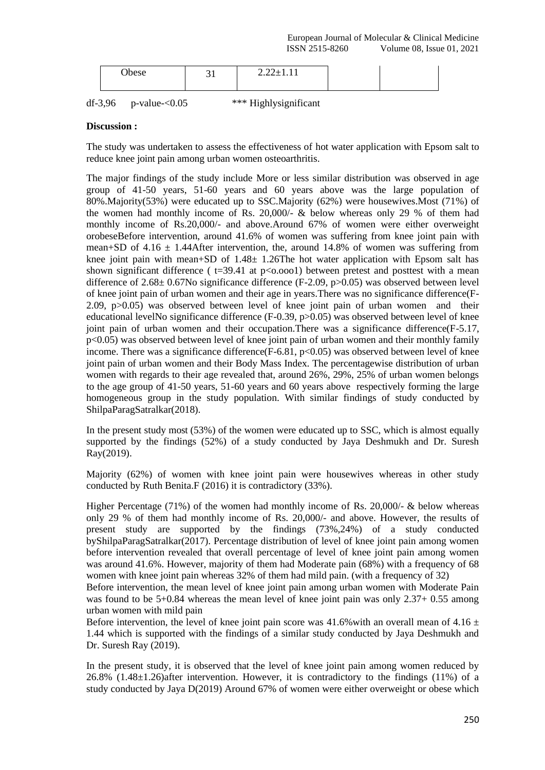| Obese | 31 | 2.22±1.11 | | |
|---|---|---|---|---|

df-3,96 p-value-<0.05 *** Highlysignificant

**Discussion :**

The study was undertaken to assess the effectiveness of hot water application with Epsom salt to reduce knee joint pain among urban women osteoarthritis.

The major findings of the study include More or less similar distribution was observed in age group of 41-50 years, 51-60 years and 60 years above was the large population of 80%.Majority(53%) were educated up to SSC.Majority (62%) were housewives.Most (71%) of the women had monthly income of Rs. 20,000/- & below whereas only 29 % of them had monthly income of Rs.20,000/- and above.Around 67% of women were either overweight orobeseBefore intervention, around 41.6% of women was suffering from knee joint pain with mean+SD of 4.16 ± 1.44After intervention, the, around 14.8% of women was suffering from knee joint pain with mean+SD of 1.48± 1.26The hot water application with Epsom salt has shown significant difference ( t=39.41 at p<o.ooo1) between pretest and posttest with a mean difference of 2.68± 0.67No significance difference (F-2.09, p>0.05) was observed between level of knee joint pain of urban women and their age in years.There was no significance difference(F-2.09, p>0.05) was observed between level of knee joint pain of urban women and their educational levelNo significance difference (F-0.39, p>0.05) was observed between level of knee joint pain of urban women and their occupation.There was a significance difference(F-5.17, p<0.05) was observed between level of knee joint pain of urban women and their monthly family income. There was a significance difference(F-6.81, p<0.05) was observed between level of knee joint pain of urban women and their Body Mass Index. The percentagewise distribution of urban women with regards to their age revealed that, around 26%, 29%, 25% of urban women belongs to the age group of 41-50 years, 51-60 years and 60 years above respectively forming the large homogeneous group in the study population. With similar findings of study conducted by ShilpaParagSatralkar(2018).

In the present study most (53%) of the women were educated up to SSC, which is almost equally supported by the findings (52%) of a study conducted by Jaya Deshmukh and Dr. Suresh Ray(2019).

Majority (62%) of women with knee joint pain were housewives whereas in other study conducted by Ruth Benita.F (2016) it is contradictory (33%).

Higher Percentage (71%) of the women had monthly income of Rs. 20,000/- & below whereas only 29 % of them had monthly income of Rs. 20,000/- and above. However, the results of present study are supported by the findings (73%,24%) of a study conducted byShilpaParagSatralkar(2017). Percentage distribution of level of knee joint pain among women before intervention revealed that overall percentage of level of knee joint pain among women was around 41.6%. However, majority of them had Moderate pain (68%) with a frequency of 68 women with knee joint pain whereas 32% of them had mild pain. (with a frequency of 32)

Before intervention, the mean level of knee joint pain among urban women with Moderate Pain was found to be 5+0.84 whereas the mean level of knee joint pain was only 2.37+ 0.55 among urban women with mild pain

Before intervention, the level of knee joint pain score was 41.6%with an overall mean of 4.16 ± 1.44 which is supported with the findings of a similar study conducted by Jaya Deshmukh and Dr. Suresh Ray (2019).

In the present study, it is observed that the level of knee joint pain among women reduced by 26.8% (1.48±1.26)after intervention. However, it is contradictory to the findings (11%) of a study conducted by Jaya D(2019) Around 67% of women were either overweight or obese which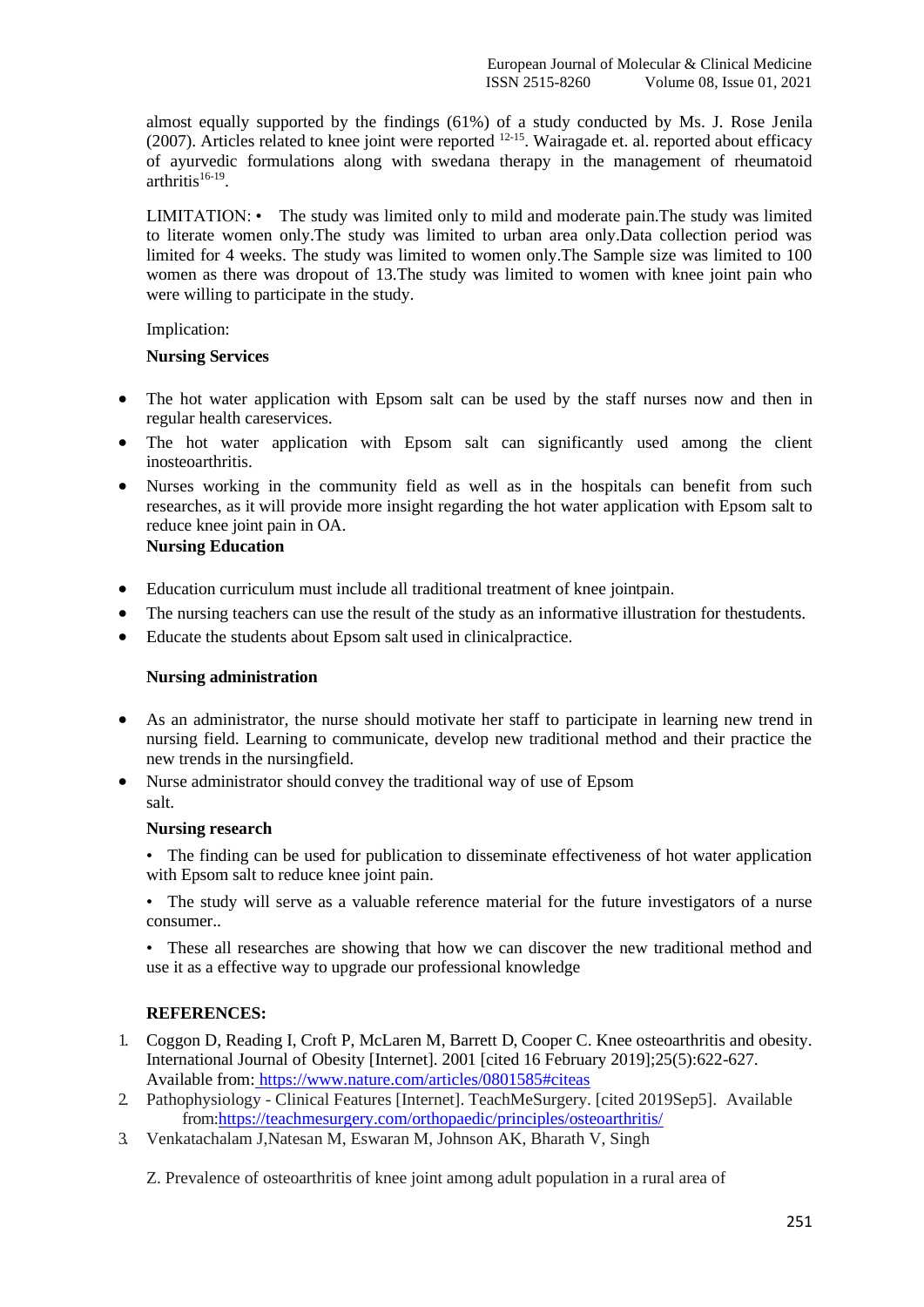almost equally supported by the findings (61%) of a study conducted by Ms. J. Rose Jenila (2007). Articles related to knee joint were reported [12-15]. Wairagade et. al. reported about efficacy of ayurvedic formulations along with swedana therapy in the management of rheumatoid arthritis[16-19].

LIMITATION: • The study was limited only to mild and moderate pain.The study was limited to literate women only.The study was limited to urban area only.Data collection period was limited for 4 weeks. The study was limited to women only.The Sample size was limited to 100 women as there was dropout of 13.The study was limited to women with knee joint pain who were willing to participate in the study.

Implication:

**Nursing Services**

- The hot water application with Epsom salt can be used by the staff nurses now and then in regular health careservices.
- The hot water application with Epsom salt can significantly used among the client inosteoarthritis.
- Nurses working in the community field as well as in the hospitals can benefit from such researches, as it will provide more insight regarding the hot water application with Epsom salt to reduce knee joint pain in OA.

**Nursing Education**

- Education curriculum must include all traditional treatment of knee jointpain.
- The nursing teachers can use the result of the study as an informative illustration for thestudents.
- Educate the students about Epsom salt used in clinicalpractice.

**Nursing administration**

- As an administrator, the nurse should motivate her staff to participate in learning new trend in nursing field. Learning to communicate, develop new traditional method and their practice the new trends in the nursingfield.
- Nurse administrator should convey the traditional way of use of Epsom salt.

**Nursing research**

- The finding can be used for publication to disseminate effectiveness of hot water application with Epsom salt to reduce knee joint pain.
- The study will serve as a valuable reference material for the future investigators of a nurse consumer..
- These all researches are showing that how we can discover the new traditional method and use it as a effective way to upgrade our professional knowledge

**REFERENCES:**

1. Coggon D, Reading I, Croft P, McLaren M, Barrett D, Cooper C. Knee osteoarthritis and obesity. International Journal of Obesity [Internet]. 2001 [cited 16 February 2019];25(5):622-627. Available from: https://www.nature.com/articles/0801585#citeas
2. Pathophysiology - Clinical Features [Internet]. TeachMeSurgery. [cited 2019Sep5]. Available from:https://teachmesurgery.com/orthopaedic/principles/osteoarthritis/
3. Venkatachalam J,Natesan M, Eswaran M, Johnson AK, Bharath V, Singh

   Z. Prevalence of osteoarthritis of knee joint among adult population in a rural area of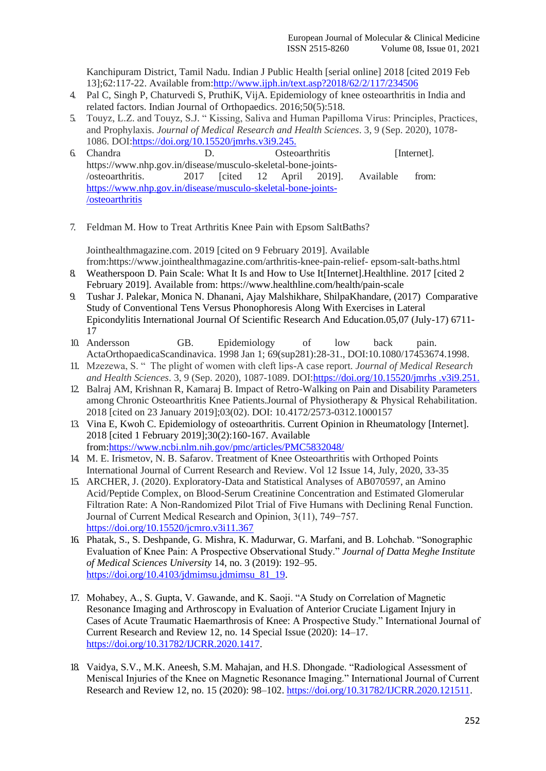Kanchipuram District, Tamil Nadu. Indian J Public Health [serial online] 2018 [cited 2019 Feb 13];62:117-22. Available from:http://www.ijph.in/text.asp?2018/62/2/117/234506

4. Pal C, Singh P, Chaturvedi S, PruthiK, VijA. Epidemiology of knee osteoarthritis in India and related factors. Indian Journal of Orthopaedics. 2016;50(5):518.
5. Touyz, L.Z. and Touyz, S.J. " Kissing, Saliva and Human Papilloma Virus: Principles, Practices, and Prophylaxis. *Journal of Medical Research and Health Sciences*. 3, 9 (Sep. 2020), 1078-1086. DOI:https://doi.org/10.15520/jmrhs.v3i9.245.
6. Chandra D. Osteoarthritis [Internet]. https://www.nhp.gov.in/disease/musculo-skeletal-bone-joints-/osteoarthritis. 2017 [cited 12 April 2019]. Available from: https://www.nhp.gov.in/disease/musculo-skeletal-bone-joints-/osteoarthritis
7. Feldman M. How to Treat Arthritis Knee Pain with Epsom SaltBaths?

   Jointhealthmagazine.com. 2019 [cited on 9 February 2019]. Available from:https://www.jointhealthmagazine.com/arthritis-knee-pain-relief- epsom-salt-baths.html
8. Weatherspoon D. Pain Scale: What It Is and How to Use It[Internet].Healthline. 2017 [cited 2 February 2019]. Available from: https://www.healthline.com/health/pain-scale
9. Tushar J. Palekar, Monica N. Dhanani, Ajay Malshikhare, ShilpaKhandare, (2017) Comparative Study of Conventional Tens Versus Phonophoresis Along With Exercises in Lateral Epicondylitis International Journal Of Scientific Research And Education.05,07 (July-17) 6711-17
10. Andersson GB. Epidemiology of low back pain. ActaOrthopaedicaScandinavica. 1998 Jan 1; 69(sup281):28-31., DOI:10.1080/17453674.1998.
11. Mzezewa, S. " The plight of women with cleft lips-A case report. *Journal of Medical Research and Health Sciences*. 3, 9 (Sep. 2020), 1087-1089. DOI:https://doi.org/10.15520/jmrhs .v3i9.251.
12. Balraj AM, Krishnan R, Kamaraj B. Impact of Retro-Walking on Pain and Disability Parameters among Chronic Osteoarthritis Knee Patients.Journal of Physiotherapy & Physical Rehabilitation. 2018 [cited on 23 January 2019];03(02). DOI: 10.4172/2573-0312.1000157
13. Vina E, Kwoh C. Epidemiology of osteoarthritis. Current Opinion in Rheumatology [Internet]. 2018 [cited 1 February 2019];30(2):160-167. Available from:https://www.ncbi.nlm.nih.gov/pmc/articles/PMC5832048/
14. M. E. Irismetov, N. B. Safarov. Treatment of Knee Osteoarthritis with Orthoped Points International Journal of Current Research and Review. Vol 12 Issue 14, July, 2020, 33-35
15. ARCHER, J. (2020). Exploratory-Data and Statistical Analyses of AB070597, an Amino Acid/Peptide Complex, on Blood-Serum Creatinine Concentration and Estimated Glomerular Filtration Rate: A Non-Randomized Pilot Trial of Five Humans with Declining Renal Function. Journal of Current Medical Research and Opinion, 3(11), 749−757. https://doi.org/10.15520/jcmro.v3i11.367
16. Phatak, S., S. Deshpande, G. Mishra, K. Madurwar, G. Marfani, and B. Lohchab. "Sonographic Evaluation of Knee Pain: A Prospective Observational Study." *Journal of Datta Meghe Institute of Medical Sciences University* 14, no. 3 (2019): 192–95. https://doi.org/10.4103/jdmimsu.jdmimsu_81_19.
17. Mohabey, A., S. Gupta, V. Gawande, and K. Saoji. "A Study on Correlation of Magnetic Resonance Imaging and Arthroscopy in Evaluation of Anterior Cruciate Ligament Injury in Cases of Acute Traumatic Haemarthrosis of Knee: A Prospective Study." International Journal of Current Research and Review 12, no. 14 Special Issue (2020): 14–17. https://doi.org/10.31782/IJCRR.2020.1417.
18. Vaidya, S.V., M.K. Aneesh, S.M. Mahajan, and H.S. Dhongade. "Radiological Assessment of Meniscal Injuries of the Knee on Magnetic Resonance Imaging." International Journal of Current Research and Review 12, no. 15 (2020): 98–102. https://doi.org/10.31782/IJCRR.2020.121511.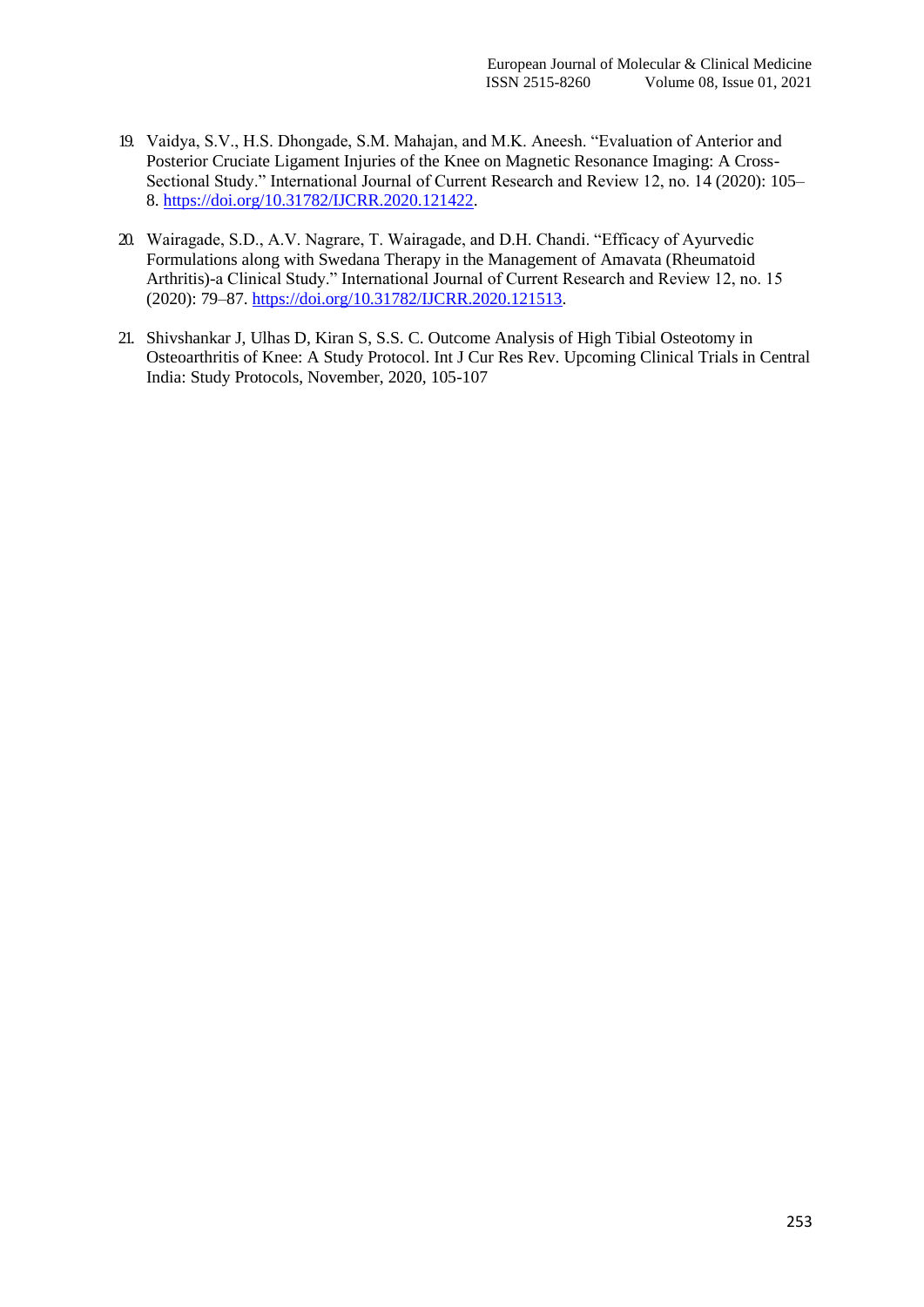19. Vaidya, S.V., H.S. Dhongade, S.M. Mahajan, and M.K. Aneesh. "Evaluation of Anterior and Posterior Cruciate Ligament Injuries of the Knee on Magnetic Resonance Imaging: A Cross-Sectional Study." International Journal of Current Research and Review 12, no. 14 (2020): 105–8. https://doi.org/10.31782/IJCRR.2020.121422.

20. Wairagade, S.D., A.V. Nagrare, T. Wairagade, and D.H. Chandi. "Efficacy of Ayurvedic Formulations along with Swedana Therapy in the Management of Amavata (Rheumatoid Arthritis)-a Clinical Study." International Journal of Current Research and Review 12, no. 15 (2020): 79–87. https://doi.org/10.31782/IJCRR.2020.121513.

21. Shivshankar J, Ulhas D, Kiran S, S.S. C. Outcome Analysis of High Tibial Osteotomy in Osteoarthritis of Knee: A Study Protocol. Int J Cur Res Rev. Upcoming Clinical Trials in Central India: Study Protocols, November, 2020, 105-107